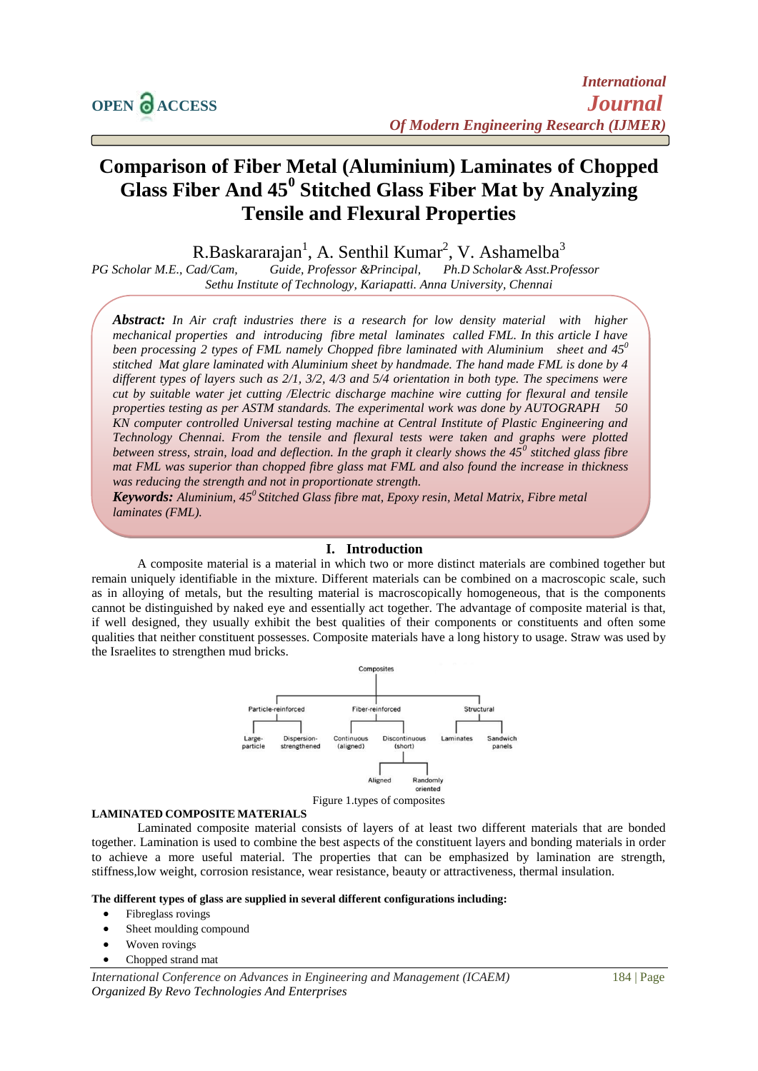# Comparison of Fiber Metal (Aluminium) Laminates of Chopped Glass Fiber And 45$^0$ Stitched Glass Fiber Mat by Analyzing Tensile and Flexural Properties

R.Baskararajan[1], A. Senthil Kumar[2], V. Ashamelba[3]

*PG Scholar M.E., Cad/Cam, Guide, Professor &Principal, Ph.D Scholar& Asst.Professor*
*Sethu Institute of Technology, Kariapatti. Anna University, Chennai*

***Abstract:*** *In Air craft industries there is a research for low density material with higher mechanical properties and introducing fibre metal laminates called FML. In this article I have been processing 2 types of FML namely Chopped fibre laminated with Aluminium sheet and 45$^0$ stitched Mat glare laminated with Aluminium sheet by handmade. The hand made FML is done by 4 different types of layers such as 2/1, 3/2, 4/3 and 5/4 orientation in both type. The specimens were cut by suitable water jet cutting /Electric discharge machine wire cutting for flexural and tensile properties testing as per ASTM standards. The experimental work was done by AUTOGRAPH 50 KN computer controlled Universal testing machine at Central Institute of Plastic Engineering and Technology Chennai. From the tensile and flexural tests were taken and graphs were plotted between stress, strain, load and deflection. In the graph it clearly shows the 45$^0$ stitched glass fibre mat FML was superior than chopped fibre glass mat FML and also found the increase in thickness was reducing the strength and not in proportionate strength.*

***Keywords:*** *Aluminium, 45$^0$ Stitched Glass fibre mat, Epoxy resin, Metal Matrix, Fibre metal laminates (FML).*

## I. Introduction

A composite material is a material in which two or more distinct materials are combined together but remain uniquely identifiable in the mixture. Different materials can be combined on a macroscopic scale, such as in alloying of metals, but the resulting material is macroscopically homogeneous, that is the components cannot be distinguished by naked eye and essentially act together. The advantage of composite material is that, if well designed, they usually exhibit the best qualities of their components or constituents and often some qualities that neither constituent possesses. Composite materials have a long history to usage. Straw was used by the Israelites to strengthen mud bricks.

Composites
- Particle-reinforced
  - Large-particle
  - Dispersion-strengthened
- Fiber-reinforced
  - Continuous (aligned)
  - Discontinuous (short)
    - Aligned
    - Randomly oriented
- Structural
  - Laminates
  - Sandwich panels

Figure 1.types of composites

**LAMINATED COMPOSITE MATERIALS**

Laminated composite material consists of layers of at least two different materials that are bonded together. Lamination is used to combine the best aspects of the constituent layers and bonding materials in order to achieve a more useful material. The properties that can be emphasized by lamination are strength, stiffness,low weight, corrosion resistance, wear resistance, beauty or attractiveness, thermal insulation.

**The different types of glass are supplied in several different configurations including:**

- Fibreglass rovings
- Sheet moulding compound
- Woven rovings
- Chopped strand mat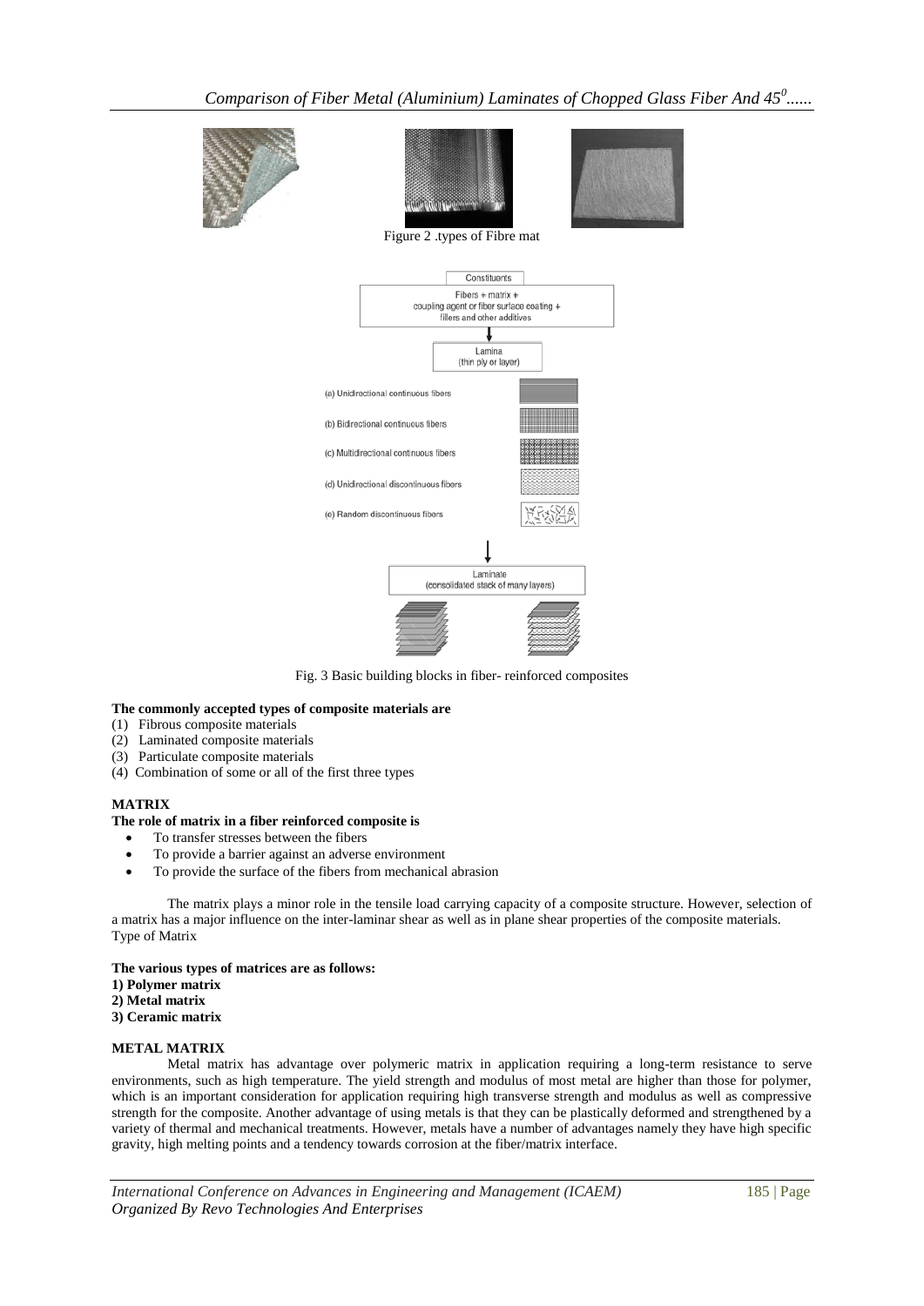Figure 2 .types of Fibre mat

Constituents

Fibers + matrix + coupling agent or fiber surface coating + fillers and other additives

Lamina (thin ply or layer)

(a) Unidirectional continuous fibers

(b) Bidirectional continuous fibers

(c) Multidirectional continuous fibers

(d) Unidirectional discontinuous fibers

(e) Random discontinuous fibers

Laminate (consolidated stack of many layers)

Fig. 3 Basic building blocks in fiber- reinforced composites

**The commonly accepted types of composite materials are**

(1) Fibrous composite materials
(2) Laminated composite materials
(3) Particulate composite materials
(4) Combination of some or all of the first three types

**MATRIX**

**The role of matrix in a fiber reinforced composite is**

- To transfer stresses between the fibers
- To provide a barrier against an adverse environment
- To provide the surface of the fibers from mechanical abrasion

The matrix plays a minor role in the tensile load carrying capacity of a composite structure. However, selection of a matrix has a major influence on the inter-laminar shear as well as in plane shear properties of the composite materials.
Type of Matrix

**The various types of matrices are as follows:**
**1) Polymer matrix**
**2) Metal matrix**
**3) Ceramic matrix**

**METAL MATRIX**

Metal matrix has advantage over polymeric matrix in application requiring a long-term resistance to serve environments, such as high temperature. The yield strength and modulus of most metal are higher than those for polymer, which is an important consideration for application requiring high transverse strength and modulus as well as compressive strength for the composite. Another advantage of using metals is that they can be plastically deformed and strengthened by a variety of thermal and mechanical treatments. However, metals have a number of advantages namely they have high specific gravity, high melting points and a tendency towards corrosion at the fiber/matrix interface.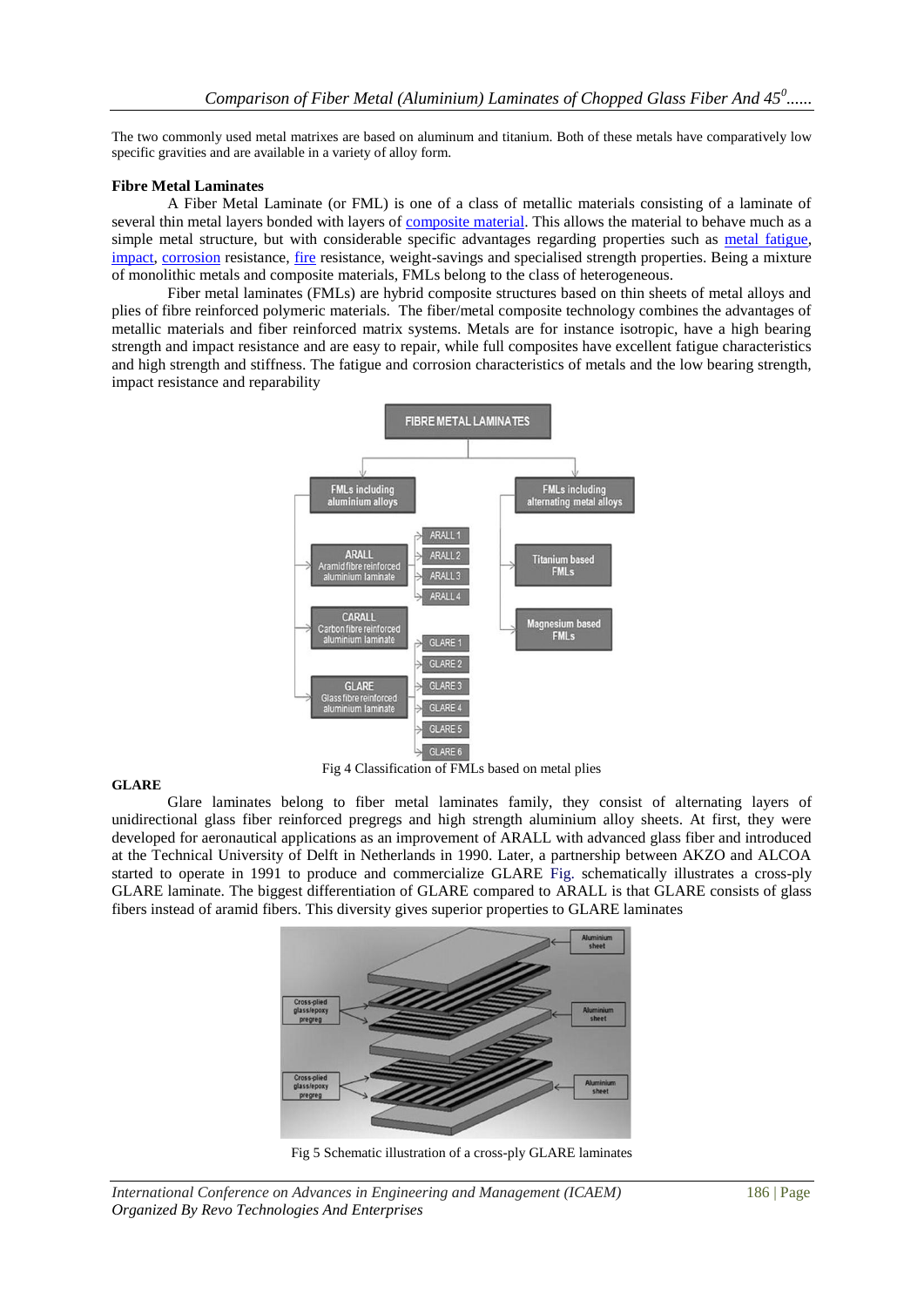The two commonly used metal matrixes are based on aluminum and titanium. Both of these metals have comparatively low specific gravities and are available in a variety of alloy form.

**Fibre Metal Laminates**

A Fiber Metal Laminate (or FML) is one of a class of metallic materials consisting of a laminate of several thin metal layers bonded with layers of composite material. This allows the material to behave much as a simple metal structure, but with considerable specific advantages regarding properties such as metal fatigue, impact, corrosion resistance, fire resistance, weight-savings and specialised strength properties. Being a mixture of monolithic metals and composite materials, FMLs belong to the class of heterogeneous.

Fiber metal laminates (FMLs) are hybrid composite structures based on thin sheets of metal alloys and plies of fibre reinforced polymeric materials. The fiber/metal composite technology combines the advantages of metallic materials and fiber reinforced matrix systems. Metals are for instance isotropic, have a high bearing strength and impact resistance and are easy to repair, while full composites have excellent fatigue characteristics and high strength and stiffness. The fatigue and corrosion characteristics of metals and the low bearing strength, impact resistance and reparability

Fig 4 Classification of FMLs based on metal plies

**GLARE**

Glare laminates belong to fiber metal laminates family, they consist of alternating layers of unidirectional glass fiber reinforced pregregs and high strength aluminium alloy sheets. At first, they were developed for aeronautical applications as an improvement of ARALL with advanced glass fiber and introduced at the Technical University of Delft in Netherlands in 1990. Later, a partnership between AKZO and ALCOA started to operate in 1991 to produce and commercialize GLARE Fig. schematically illustrates a cross-ply GLARE laminate. The biggest differentiation of GLARE compared to ARALL is that GLARE consists of glass fibers instead of aramid fibers. This diversity gives superior properties to GLARE laminates

Fig 5 Schematic illustration of a cross-ply GLARE laminates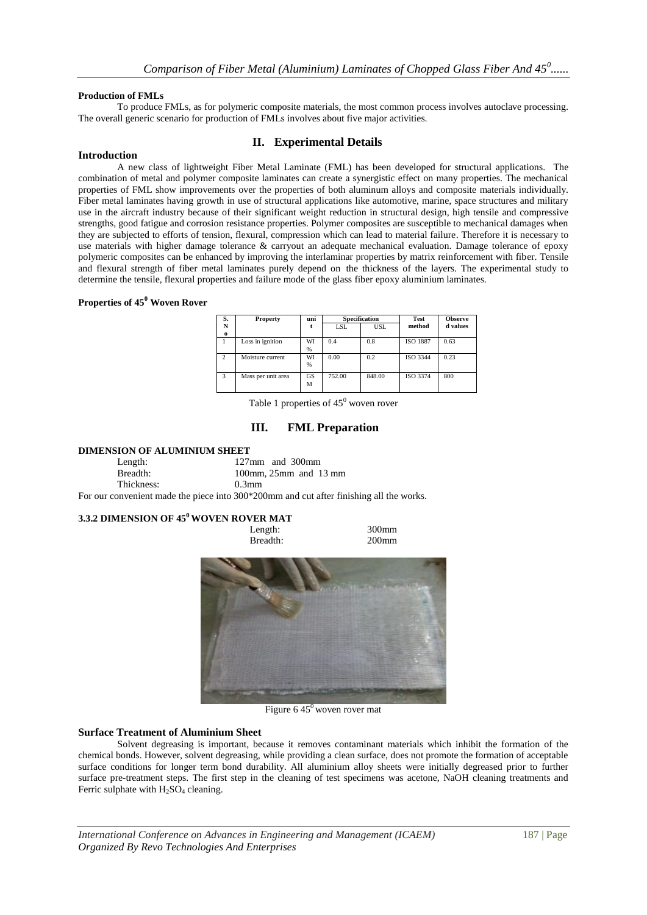### Production of FMLs

To produce FMLs, as for polymeric composite materials, the most common process involves autoclave processing. The overall generic scenario for production of FMLs involves about five major activities.

## II. Experimental Details

### Introduction

A new class of lightweight Fiber Metal Laminate (FML) has been developed for structural applications. The combination of metal and polymer composite laminates can create a synergistic effect on many properties. The mechanical properties of FML show improvements over the properties of both aluminum alloys and composite materials individually. Fiber metal laminates having growth in use of structural applications like automotive, marine, space structures and military use in the aircraft industry because of their significant weight reduction in structural design, high tensile and compressive strengths, good fatigue and corrosion resistance properties. Polymer composites are susceptible to mechanical damages when they are subjected to efforts of tension, flexural, compression which can lead to material failure. Therefore it is necessary to use materials with higher damage tolerance & carryout an adequate mechanical evaluation. Damage tolerance of epoxy polymeric composites can be enhanced by improving the interlaminar properties by matrix reinforcement with fiber. Tensile and flexural strength of fiber metal laminates purely depend on the thickness of the layers. The experimental study to determine the tensile, flexural properties and failure mode of the glass fiber epoxy aluminium laminates.

### Properties of $45^0$ Woven Rover

| S. No | Property | unit | Specification | | Test method | Observed values |
|---|---|---|---|---|---|---|
| | | | LSL | USL | | |
| 1 | Loss in ignition | WI % | 0.4 | 0.8 | ISO 1887 | 0.63 |
| 2 | Moisture current | WI % | 0.00 | 0.2 | ISO 3344 | 0.23 |
| 3 | Mass per unit area | GSM | 752.00 | 848.00 | ISO 3374 | 800 |

Table 1 properties of $45^0$ woven rover

## III. FML Preparation

### DIMENSION OF ALUMINIUM SHEET

Length: 127mm and 300mm
Breadth: 100mm, 25mm and 13 mm
Thickness: 0.3mm

For our convenient made the piece into 300*200mm and cut after finishing all the works.

### 3.3.2 DIMENSION OF $45^0$ WOVEN ROVER MAT

Length: 300mm
Breadth: 200mm

Figure 6 $45^0$ woven rover mat

### Surface Treatment of Aluminium Sheet

Solvent degreasing is important, because it removes contaminant materials which inhibit the formation of the chemical bonds. However, solvent degreasing, while providing a clean surface, does not promote the formation of acceptable surface conditions for longer term bond durability. All aluminium alloy sheets were initially degreased prior to further surface pre-treatment steps. The first step in the cleaning of test specimens was acetone, NaOH cleaning treatments and Ferric sulphate with $H_2SO_4$ cleaning.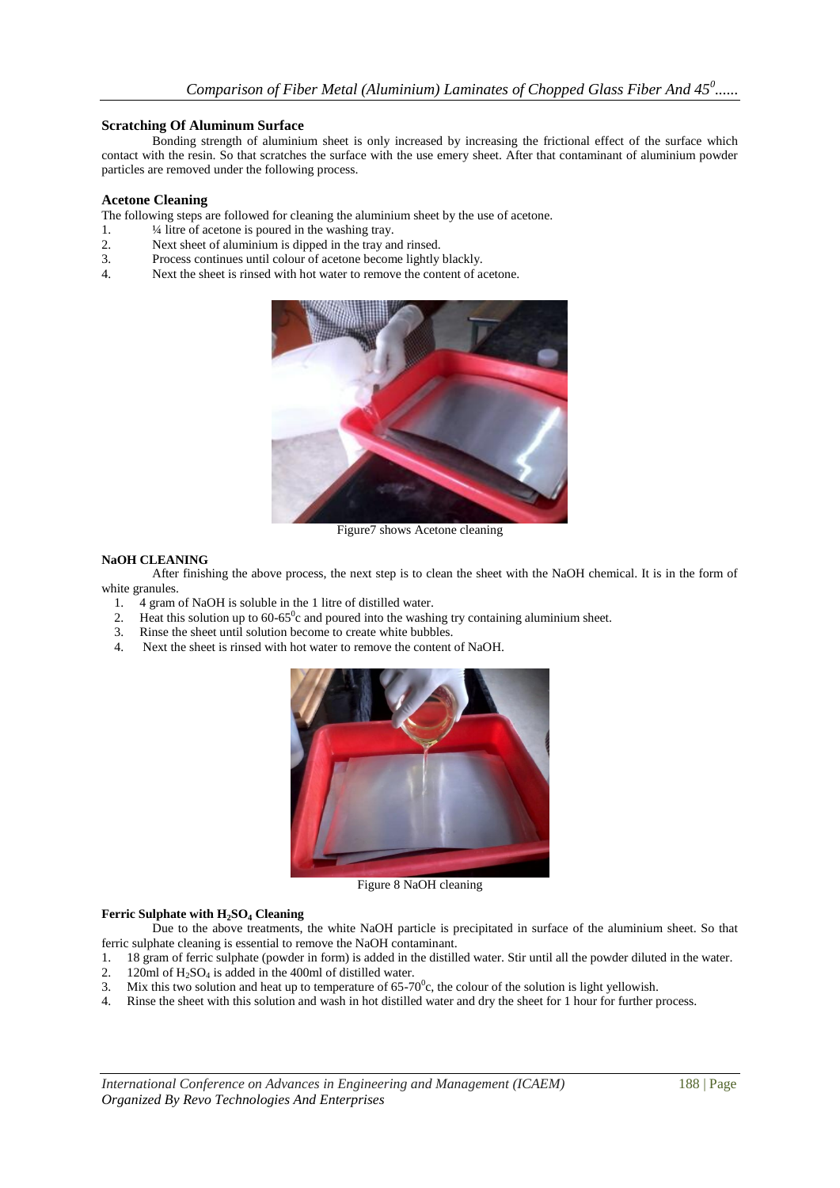### Scratching Of Aluminum Surface

Bonding strength of aluminium sheet is only increased by increasing the frictional effect of the surface which contact with the resin. So that scratches the surface with the use emery sheet. After that contaminant of aluminium powder particles are removed under the following process.

### Acetone Cleaning

The following steps are followed for cleaning the aluminium sheet by the use of acetone.

1. ¼ litre of acetone is poured in the washing tray.
2. Next sheet of aluminium is dipped in the tray and rinsed.
3. Process continues until colour of acetone become lightly blackly.
4. Next the sheet is rinsed with hot water to remove the content of acetone.

Figure7 shows Acetone cleaning

### NaOH CLEANING

After finishing the above process, the next step is to clean the sheet with the NaOH chemical. It is in the form of white granules.

1. 4 gram of NaOH is soluble in the 1 litre of distilled water.
2. Heat this solution up to 60-65$^0$c and poured into the washing try containing aluminium sheet.
3. Rinse the sheet until solution become to create white bubbles.
4. Next the sheet is rinsed with hot water to remove the content of NaOH.

Figure 8 NaOH cleaning

### Ferric Sulphate with $H_2SO_4$ Cleaning

Due to the above treatments, the white NaOH particle is precipitated in surface of the aluminium sheet. So that ferric sulphate cleaning is essential to remove the NaOH contaminant.

1. 18 gram of ferric sulphate (powder in form) is added in the distilled water. Stir until all the powder diluted in the water.
2. 120ml of $H_2SO_4$ is added in the 400ml of distilled water.
3. Mix this two solution and heat up to temperature of 65-70$^0$c, the colour of the solution is light yellowish.
4. Rinse the sheet with this solution and wash in hot distilled water and dry the sheet for 1 hour for further process.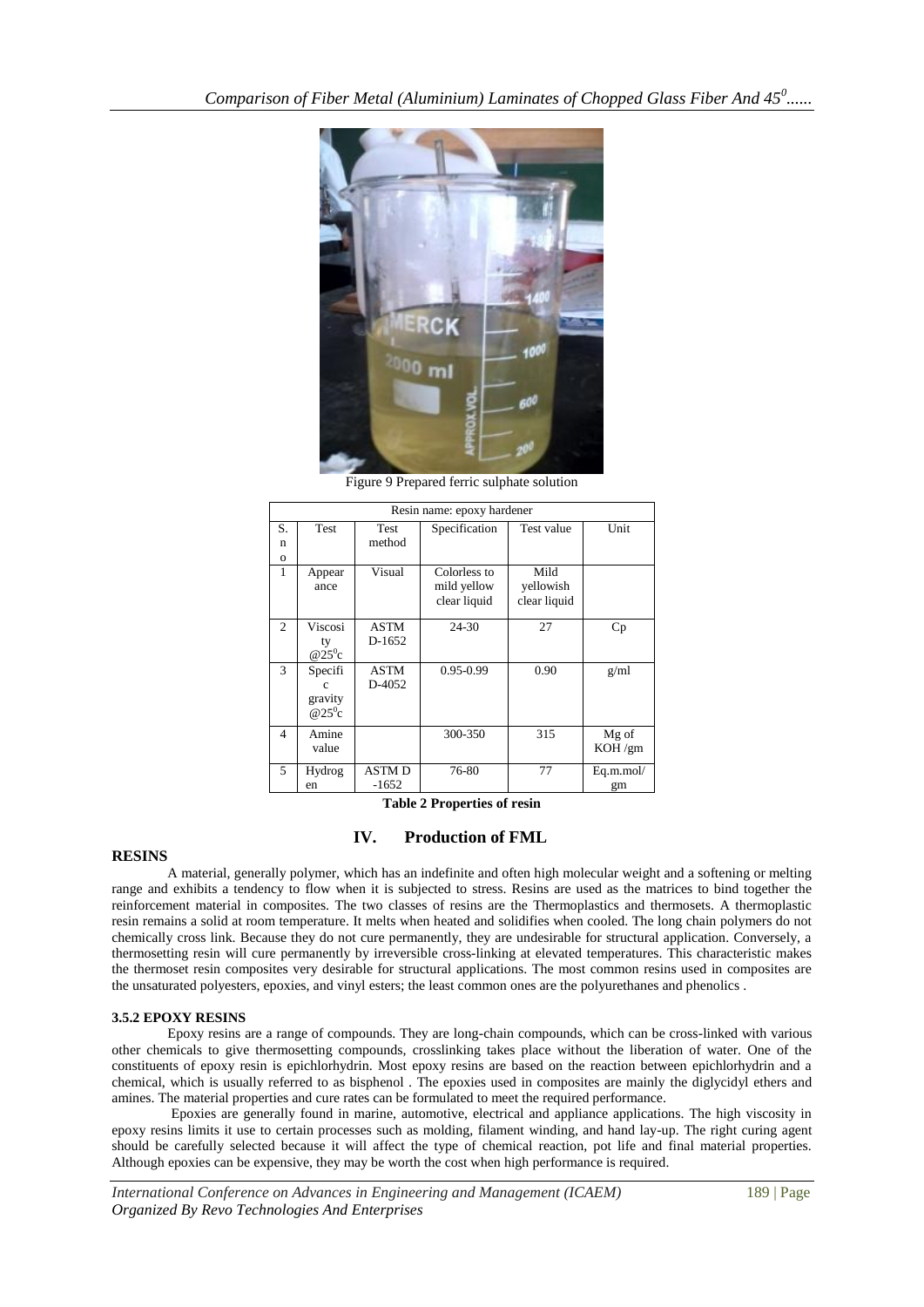Figure 9 Prepared ferric sulphate solution

| Resin name: epoxy hardener | | | | | |
|---|---|---|---|---|---|
| S. no | Test | Test method | Specification | Test value | Unit |
| 1 | Appearance | Visual | Colorless to mild yellow clear liquid | Mild yellowish clear liquid | |
| 2 | Viscosity @25$^0$c | ASTM D-1652 | 24-30 | 27 | Cp |
| 3 | Specific gravity @25$^0$c | ASTM D-4052 | 0.95-0.99 | 0.90 | g/ml |
| 4 | Amine value | | 300-350 | 315 | Mg of KOH /gm |
| 5 | Hydrogen | ASTM D -1652 | 76-80 | 77 | Eq.m.mol/ gm |

**Table 2 Properties of resin**

## IV. Production of FML

**RESINS**

A material, generally polymer, which has an indefinite and often high molecular weight and a softening or melting range and exhibits a tendency to flow when it is subjected to stress. Resins are used as the matrices to bind together the reinforcement material in composites. The two classes of resins are the Thermoplastics and thermosets. A thermoplastic resin remains a solid at room temperature. It melts when heated and solidifies when cooled. The long chain polymers do not chemically cross link. Because they do not cure permanently, they are undesirable for structural application. Conversely, a thermosetting resin will cure permanently by irreversible cross-linking at elevated temperatures. This characteristic makes the thermoset resin composites very desirable for structural applications. The most common resins used in composites are the unsaturated polyesters, epoxies, and vinyl esters; the least common ones are the polyurethanes and phenolics .

**3.5.2 EPOXY RESINS**

Epoxy resins are a range of compounds. They are long-chain compounds, which can be cross-linked with various other chemicals to give thermosetting compounds, crosslinking takes place without the liberation of water. One of the constituents of epoxy resin is epichlorhydrin. Most epoxy resins are based on the reaction between epichlorhydrin and a chemical, which is usually referred to as bisphenol . The epoxies used in composites are mainly the diglycidyl ethers and amines. The material properties and cure rates can be formulated to meet the required performance.

Epoxies are generally found in marine, automotive, electrical and appliance applications. The high viscosity in epoxy resins limits it use to certain processes such as molding, filament winding, and hand lay-up. The right curing agent should be carefully selected because it will affect the type of chemical reaction, pot life and final material properties. Although epoxies can be expensive, they may be worth the cost when high performance is required.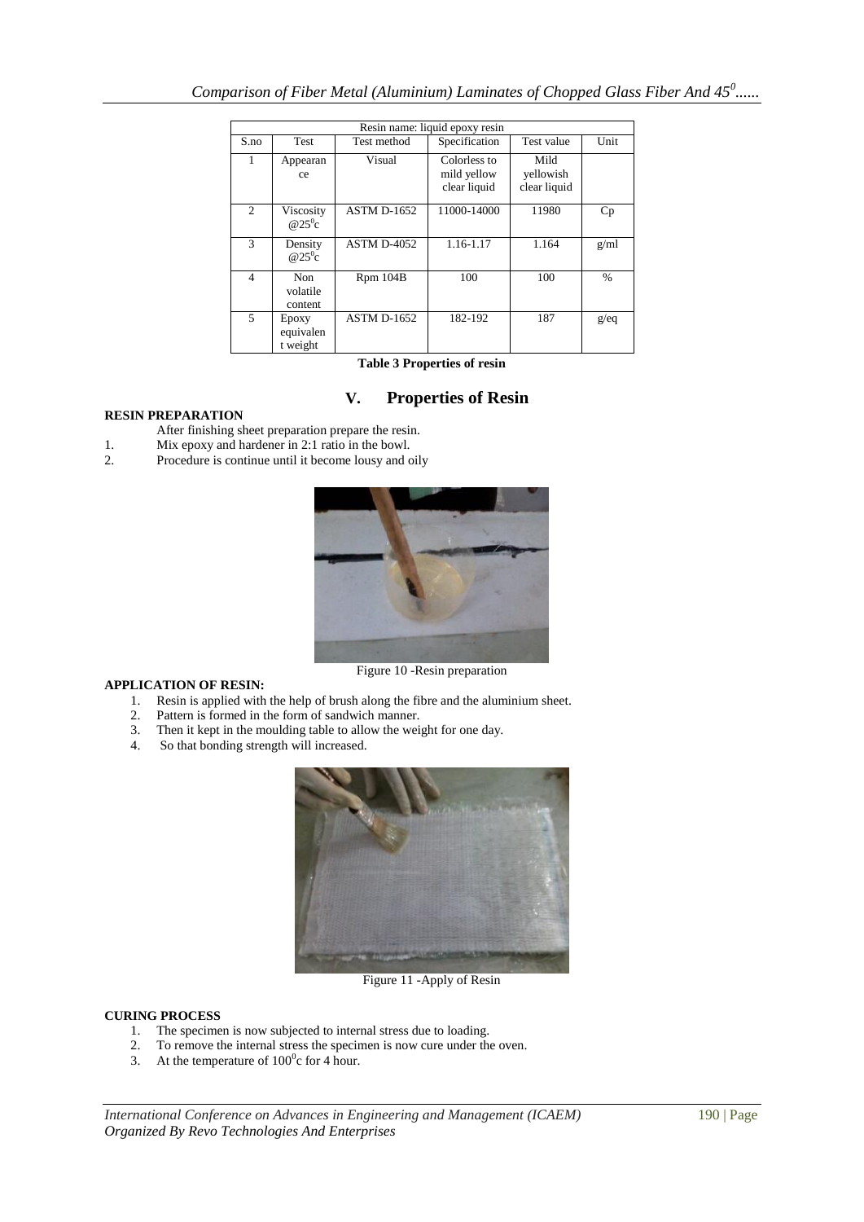| Resin name: liquid epoxy resin | | | | | |
|---|---|---|---|---|---|
| S.no | Test | Test method | Specification | Test value | Unit |
| 1 | Appearance | Visual | Colorless to mild yellow clear liquid | Mild yellowish clear liquid | |
| 2 | Viscosity @25$^0$c | ASTM D-1652 | 11000-14000 | 11980 | Cp |
| 3 | Density @25$^0$c | ASTM D-4052 | 1.16-1.17 | 1.164 | g/ml |
| 4 | Non volatile content | Rpm 104B | 100 | 100 | % |
| 5 | Epoxy equivalent weight | ASTM D-1652 | 182-192 | 187 | g/eq |

**Table 3 Properties of resin**

## V. Properties of Resin

**RESIN PREPARATION**

After finishing sheet preparation prepare the resin.

1. Mix epoxy and hardener in 2:1 ratio in the bowl.
2. Procedure is continue until it become lousy and oily

Figure 10 -Resin preparation

**APPLICATION OF RESIN:**

1. Resin is applied with the help of brush along the fibre and the aluminium sheet.
2. Pattern is formed in the form of sandwich manner.
3. Then it kept in the moulding table to allow the weight for one day.
4. So that bonding strength will increased.

Figure 11 -Apply of Resin

**CURING PROCESS**

1. The specimen is now subjected to internal stress due to loading.
2. To remove the internal stress the specimen is now cure under the oven.
3. At the temperature of 100$^0$c for 4 hour.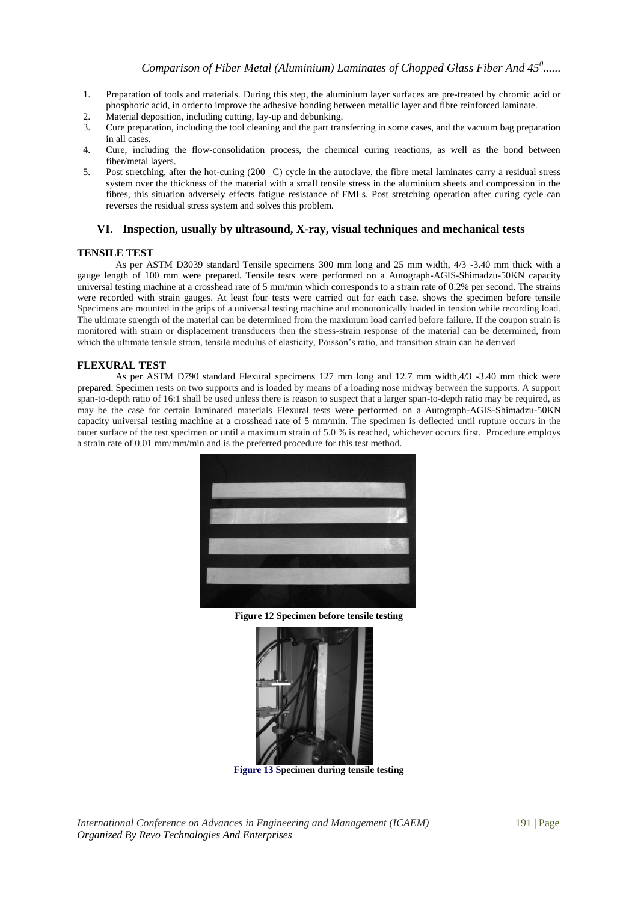1. Preparation of tools and materials. During this step, the aluminium layer surfaces are pre-treated by chromic acid or phosphoric acid, in order to improve the adhesive bonding between metallic layer and fibre reinforced laminate.
2. Material deposition, including cutting, lay-up and debunking.
3. Cure preparation, including the tool cleaning and the part transferring in some cases, and the vacuum bag preparation in all cases.
4. Cure, including the flow-consolidation process, the chemical curing reactions, as well as the bond between fiber/metal layers.
5. Post stretching, after the hot-curing (200 _C) cycle in the autoclave, the fibre metal laminates carry a residual stress system over the thickness of the material with a small tensile stress in the aluminium sheets and compression in the fibres, this situation adversely effects fatigue resistance of FMLs. Post stretching operation after curing cycle can reverses the residual stress system and solves this problem.

## VI. Inspection, usually by ultrasound, X-ray, visual techniques and mechanical tests

### TENSILE TEST

As per ASTM D3039 standard Tensile specimens 300 mm long and 25 mm width, 4/3 -3.40 mm thick with a gauge length of 100 mm were prepared. Tensile tests were performed on a Autograph-AGIS-Shimadzu-50KN capacity universal testing machine at a crosshead rate of 5 mm/min which corresponds to a strain rate of 0.2% per second. The strains were recorded with strain gauges. At least four tests were carried out for each case. shows the specimen before tensile Specimens are mounted in the grips of a universal testing machine and monotonically loaded in tension while recording load. The ultimate strength of the material can be determined from the maximum load carried before failure. If the coupon strain is monitored with strain or displacement transducers then the stress-strain response of the material can be determined, from which the ultimate tensile strain, tensile modulus of elasticity, Poisson's ratio, and transition strain can be derived

### FLEXURAL TEST

As per ASTM D790 standard Flexural specimens 127 mm long and 12.7 mm width,4/3 -3.40 mm thick were prepared. Specimen rests on two supports and is loaded by means of a loading nose midway between the supports. A support span-to-depth ratio of 16:1 shall be used unless there is reason to suspect that a larger span-to-depth ratio may be required, as may be the case for certain laminated materials Flexural tests were performed on a Autograph-AGIS-Shimadzu-50KN capacity universal testing machine at a crosshead rate of 5 mm/min. The specimen is deflected until rupture occurs in the outer surface of the test specimen or until a maximum strain of 5.0 % is reached, whichever occurs first. Procedure employs a strain rate of 0.01 mm/mm/min and is the preferred procedure for this test method.

**Figure 12 Specimen before tensile testing**

**Figure 13 Specimen during tensile testing**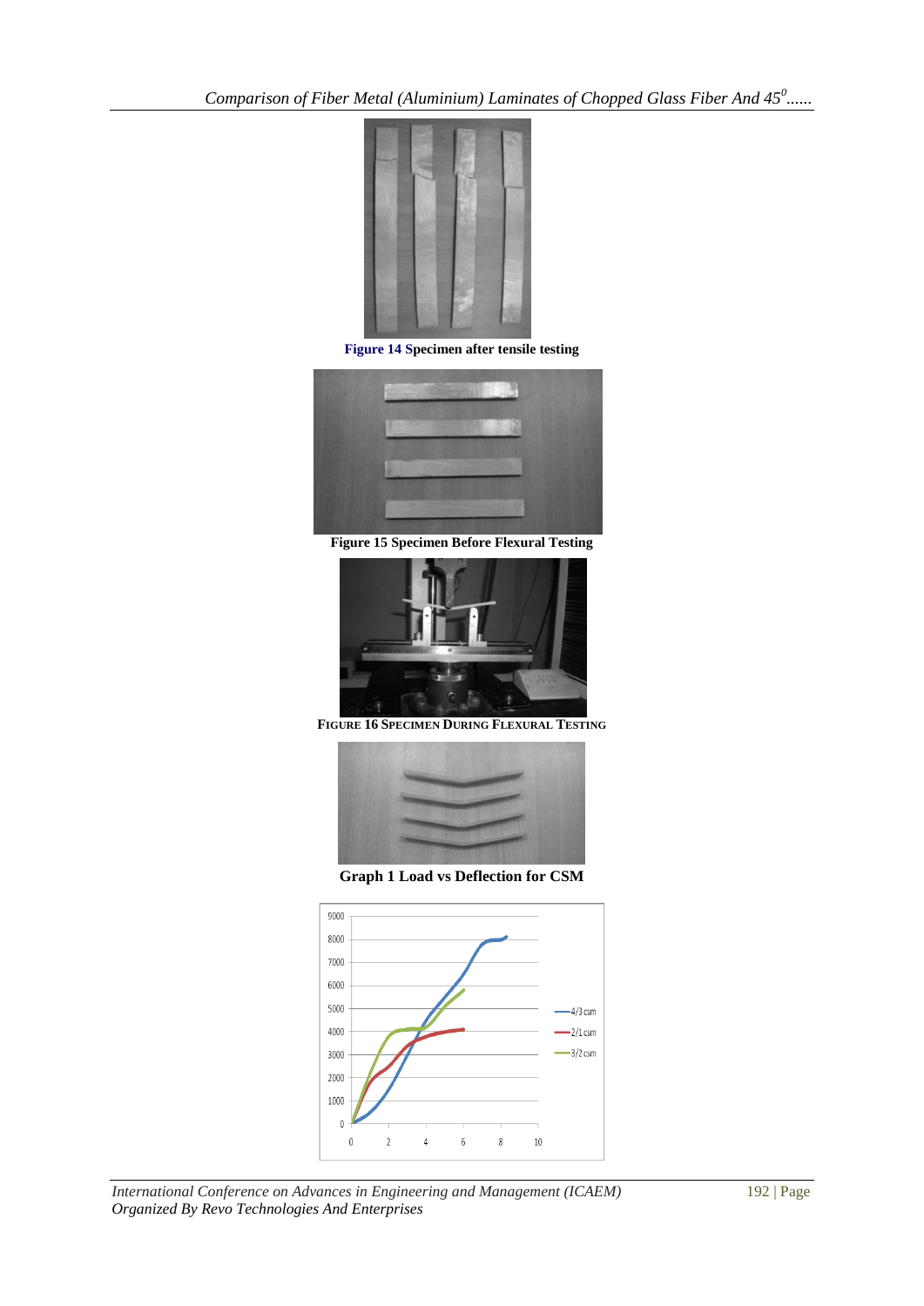Figure 14 Specimen after tensile testing

Figure 15 Specimen Before Flexural Testing

FIGURE 16 SPECIMEN DURING FLEXURAL TESTING

Graph 1 Load vs Deflection for CSM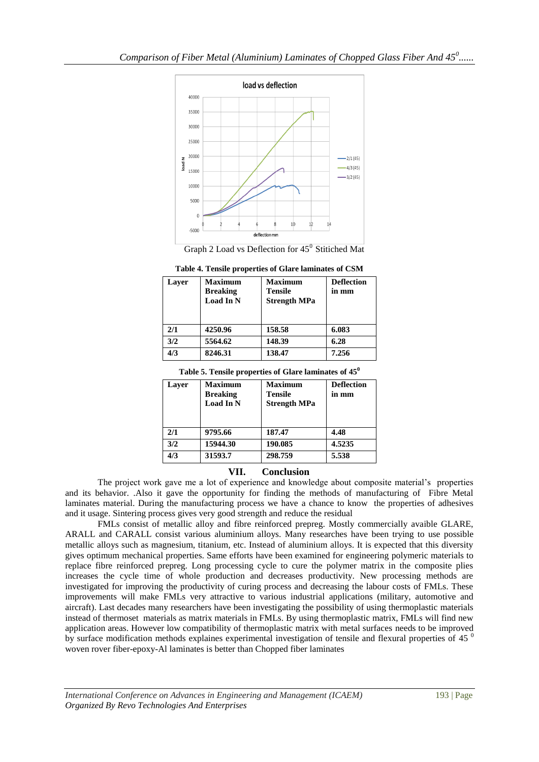Graph 2 Load vs Deflection for $45^0$ Stitiched Mat

**Table 4. Tensile properties of Glare laminates of CSM**

| Layer | Maximum Breaking Load In N | Maximum Tensile Strength MPa | Deflection in mm |
|---|---|---|---|
| 2/1 | 4250.96 | 158.58 | 6.083 |
| 3/2 | 5564.62 | 148.39 | 6.28 |
| 4/3 | 8246.31 | 138.47 | 7.256 |

**Table 5. Tensile properties of Glare laminates of $45^0$**

| Layer | Maximum Breaking Load In N | Maximum Tensile Strength MPa | Deflection in mm |
|---|---|---|---|
| 2/1 | 9795.66 | 187.47 | 4.48 |
| 3/2 | 15944.30 | 190.085 | 4.5235 |
| 4/3 | 31593.7 | 298.759 | 5.538 |

## VII. Conclusion

The project work gave me a lot of experience and knowledge about composite material's properties and its behavior. .Also it gave the opportunity for finding the methods of manufacturing of Fibre Metal laminates material. During the manufacturing process we have a chance to know the properties of adhesives and it usage. Sintering process gives very good strength and reduce the residual

FMLs consist of metallic alloy and fibre reinforced prepreg. Mostly commercially avaible GLARE, ARALL and CARALL consist various aluminium alloys. Many researches have been trying to use possible metallic alloys such as magnesium, titanium, etc. Instead of aluminium alloys. It is expected that this diversity gives optimum mechanical properties. Same efforts have been examined for engineering polymeric materials to replace fibre reinforced prepreg. Long processing cycle to cure the polymer matrix in the composite plies increases the cycle time of whole production and decreases productivity. New processing methods are investigated for improving the productivity of curing process and decreasing the labour costs of FMLs. These improvements will make FMLs very attractive to various industrial applications (military, automotive and aircraft). Last decades many researchers have been investigating the possibility of using thermoplastic materials instead of thermoset materials as matrix materials in FMLs. By using thermoplastic matrix, FMLs will find new application areas. However low compatibility of thermoplastic matrix with metal surfaces needs to be improved by surface modification methods explaines experimental investigation of tensile and flexural properties of 45 $^0$ woven rover fiber-epoxy-Al laminates is better than Chopped fiber laminates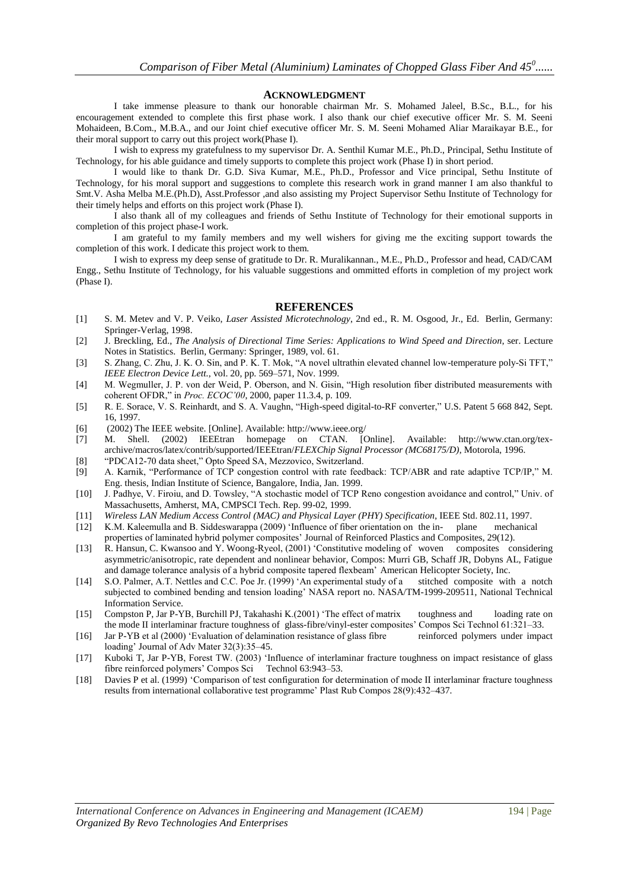## ACKNOWLEDGMENT

I take immense pleasure to thank our honorable chairman Mr. S. Mohamed Jaleel, B.Sc., B.L., for his encouragement extended to complete this first phase work. I also thank our chief executive officer Mr. S. M. Seeni Mohaideen, B.Com., M.B.A., and our Joint chief executive officer Mr. S. M. Seeni Mohamed Aliar Maraikayar B.E., for their moral support to carry out this project work(Phase I).

I wish to express my gratefulness to my supervisor Dr. A. Senthil Kumar M.E., Ph.D., Principal, Sethu Institute of Technology, for his able guidance and timely supports to complete this project work (Phase I) in short period.

I would like to thank Dr. G.D. Siva Kumar, M.E., Ph.D., Professor and Vice principal, Sethu Institute of Technology, for his moral support and suggestions to complete this research work in grand manner I am also thankful to Smt.V. Asha Melba M.E.(Ph.D), Asst.Professor ,and also assisting my Project Supervisor Sethu Institute of Technology for their timely helps and efforts on this project work (Phase I).

I also thank all of my colleagues and friends of Sethu Institute of Technology for their emotional supports in completion of this project phase-I work.

I am grateful to my family members and my well wishers for giving me the exciting support towards the completion of this work. I dedicate this project work to them.

I wish to express my deep sense of gratitude to Dr. R. Muralikannan., M.E., Ph.D., Professor and head, CAD/CAM Engg., Sethu Institute of Technology, for his valuable suggestions and ommitted efforts in completion of my project work (Phase I).

## REFERENCES

[1] S. M. Metev and V. P. Veiko, *Laser Assisted Microtechnology*, 2nd ed., R. M. Osgood, Jr., Ed. Berlin, Germany: Springer-Verlag, 1998.

[2] J. Breckling, Ed., *The Analysis of Directional Time Series: Applications to Wind Speed and Direction*, ser. Lecture Notes in Statistics. Berlin, Germany: Springer, 1989, vol. 61.

[3] S. Zhang, C. Zhu, J. K. O. Sin, and P. K. T. Mok, "A novel ultrathin elevated channel low-temperature poly-Si TFT," *IEEE Electron Device Lett.*, vol. 20, pp. 569–571, Nov. 1999.

[4] M. Wegmuller, J. P. von der Weid, P. Oberson, and N. Gisin, "High resolution fiber distributed measurements with coherent OFDR," in *Proc. ECOC'00*, 2000, paper 11.3.4, p. 109.

[5] R. E. Sorace, V. S. Reinhardt, and S. A. Vaughn, "High-speed digital-to-RF converter," U.S. Patent 5 668 842, Sept. 16, 1997.

[6] (2002) The IEEE website. [Online]. Available: http://www.ieee.org/

[7] M. Shell. (2002) IEEEtran homepage on CTAN. [Online]. Available: http://www.ctan.org/tex-archive/macros/latex/contrib/supported/IEEEtran/*FLEXChip Signal Processor (MC68175/D)*, Motorola, 1996.

[8] "PDCA12-70 data sheet," Opto Speed SA, Mezzovico, Switzerland.

[9] A. Karnik, "Performance of TCP congestion control with rate feedback: TCP/ABR and rate adaptive TCP/IP," M. Eng. thesis, Indian Institute of Science, Bangalore, India, Jan. 1999.

[10] J. Padhye, V. Firoiu, and D. Towsley, "A stochastic model of TCP Reno congestion avoidance and control," Univ. of Massachusetts, Amherst, MA, CMPSCI Tech. Rep. 99-02, 1999.

[11] *Wireless LAN Medium Access Control (MAC) and Physical Layer (PHY) Specification*, IEEE Std. 802.11, 1997.

[12] K.M. Kaleemulla and B. Siddeswarappa (2009) 'Influence of fiber orientation on the in- plane mechanical properties of laminated hybrid polymer composites' Journal of Reinforced Plastics and Composites, 29(12).

[13] R. Hansun, C. Kwansoo and Y. Woong-Ryeol, (2001) 'Constitutive modeling of woven composites considering asymmetric/anisotropic, rate dependent and nonlinear behavior, Compos: Murri GB, Schaff JR, Dobyns AL, Fatigue and damage tolerance analysis of a hybrid composite tapered flexbeam' American Helicopter Society, Inc.

[14] S.O. Palmer, A.T. Nettles and C.C. Poe Jr. (1999) 'An experimental study of a stitched composite with a notch subjected to combined bending and tension loading' NASA report no. NASA/TM-1999-209511, National Technical Information Service.

[15] Compston P, Jar P-YB, Burchill PJ, Takahashi K.(2001) 'The effect of matrix toughness and loading rate on the mode II interlaminar fracture toughness of glass-fibre/vinyl-ester composites' Compos Sci Technol 61:321–33.

[16] Jar P-YB et al (2000) 'Evaluation of delamination resistance of glass fibre reinforced polymers under impact loading' Journal of Adv Mater 32(3):35–45.

[17] Kuboki T, Jar P-YB, Forest TW. (2003) 'Influence of interlaminar fracture toughness on impact resistance of glass fibre reinforced polymers' Compos Sci Technol 63:943–53.

[18] Davies P et al. (1999) 'Comparison of test configuration for determination of mode II interlaminar fracture toughness results from international collaborative test programme' Plast Rub Compos 28(9):432–437.